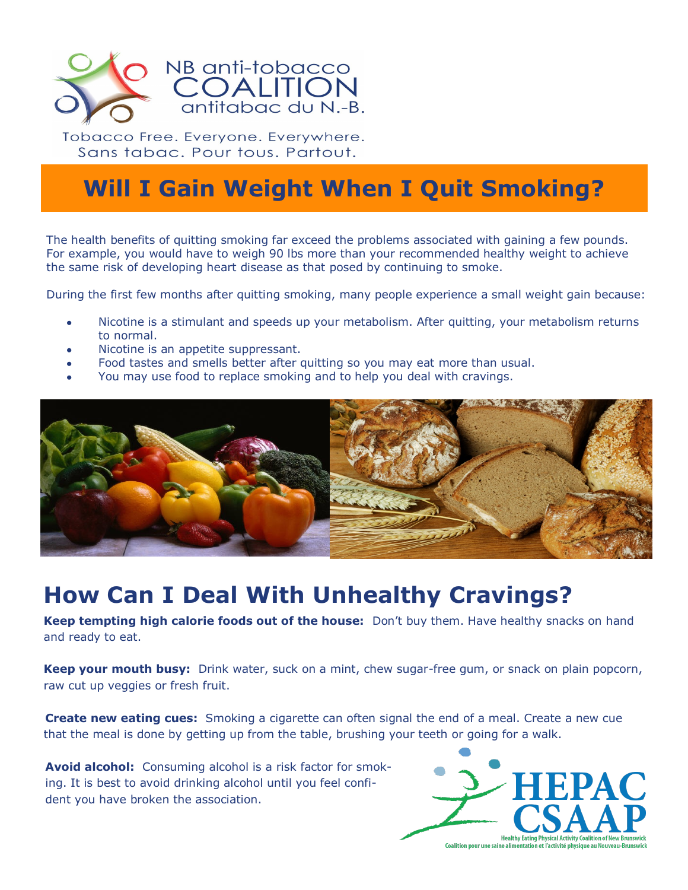NB anti-tobacco COALITION antitabac du N.-B.

Tobacco Free. Everyone. Everywhere.
Sans tabac. Pour tous. Partout.

# Will I Gain Weight When I Quit Smoking?

The health benefits of quitting smoking far exceed the problems associated with gaining a few pounds. For example, you would have to weigh 90 lbs more than your recommended healthy weight to achieve the same risk of developing heart disease as that posed by continuing to smoke.

During the first few months after quitting smoking, many people experience a small weight gain because:

- Nicotine is a stimulant and speeds up your metabolism. After quitting, your metabolism returns to normal.
- Nicotine is an appetite suppressant.
- Food tastes and smells better after quitting so you may eat more than usual.
- You may use food to replace smoking and to help you deal with cravings.

## How Can I Deal With Unhealthy Cravings?

**Keep tempting high calorie foods out of the house:** Don't buy them. Have healthy snacks on hand and ready to eat.

**Keep your mouth busy:** Drink water, suck on a mint, chew sugar-free gum, or snack on plain popcorn, raw cut up veggies or fresh fruit.

**Create new eating cues:** Smoking a cigarette can often signal the end of a meal. Create a new cue that the meal is done by getting up from the table, brushing your teeth or going for a walk.

**Avoid alcohol:** Consuming alcohol is a risk factor for smoking. It is best to avoid drinking alcohol until you feel confident you have broken the association.

HEPAC CSAAP
Healthy Eating Physical Activity Coalition of New Brunswick
Coalition pour une saine alimentation et l'activité physique au Nouveau-Brunswick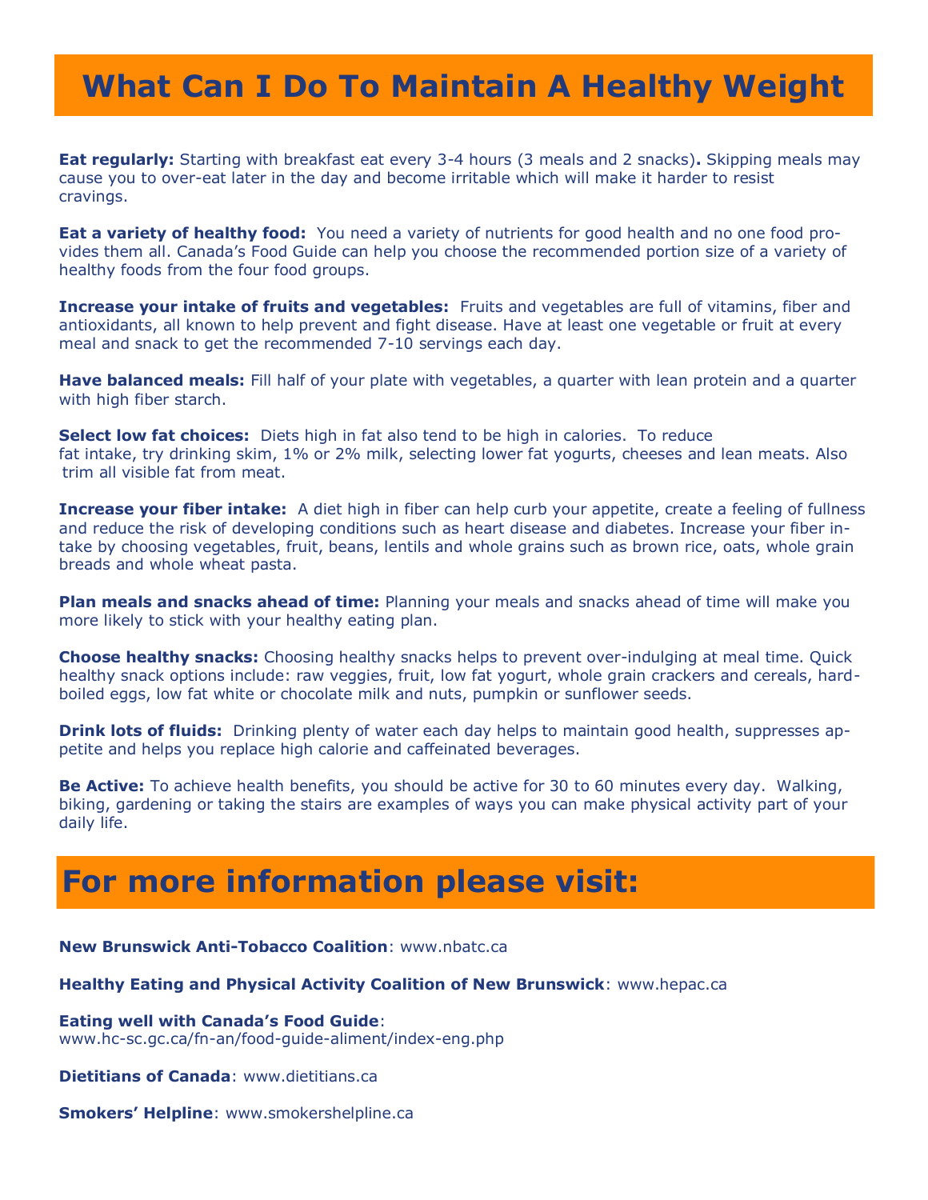# What Can I Do To Maintain A Healthy Weight

**Eat regularly:** Starting with breakfast eat every 3-4 hours (3 meals and 2 snacks)**.** Skipping meals may cause you to over-eat later in the day and become irritable which will make it harder to resist cravings.

**Eat a variety of healthy food:** You need a variety of nutrients for good health and no one food provides them all. Canada's Food Guide can help you choose the recommended portion size of a variety of healthy foods from the four food groups.

**Increase your intake of fruits and vegetables:** Fruits and vegetables are full of vitamins, fiber and antioxidants, all known to help prevent and fight disease. Have at least one vegetable or fruit at every meal and snack to get the recommended 7-10 servings each day.

**Have balanced meals:** Fill half of your plate with vegetables, a quarter with lean protein and a quarter with high fiber starch.

**Select low fat choices:** Diets high in fat also tend to be high in calories. To reduce fat intake, try drinking skim, 1% or 2% milk, selecting lower fat yogurts, cheeses and lean meats. Also trim all visible fat from meat.

**Increase your fiber intake:** A diet high in fiber can help curb your appetite, create a feeling of fullness and reduce the risk of developing conditions such as heart disease and diabetes. Increase your fiber intake by choosing vegetables, fruit, beans, lentils and whole grains such as brown rice, oats, whole grain breads and whole wheat pasta.

**Plan meals and snacks ahead of time:** Planning your meals and snacks ahead of time will make you more likely to stick with your healthy eating plan.

**Choose healthy snacks:** Choosing healthy snacks helps to prevent over-indulging at meal time. Quick healthy snack options include: raw veggies, fruit, low fat yogurt, whole grain crackers and cereals, hard-boiled eggs, low fat white or chocolate milk and nuts, pumpkin or sunflower seeds.

**Drink lots of fluids:** Drinking plenty of water each day helps to maintain good health, suppresses appetite and helps you replace high calorie and caffeinated beverages.

**Be Active:** To achieve health benefits, you should be active for 30 to 60 minutes every day. Walking, biking, gardening or taking the stairs are examples of ways you can make physical activity part of your daily life.

# For more information please visit:

**New Brunswick Anti-Tobacco Coalition**: www.nbatc.ca

**Healthy Eating and Physical Activity Coalition of New Brunswick**: www.hepac.ca

**Eating well with Canada's Food Guide**:
www.hc-sc.gc.ca/fn-an/food-guide-aliment/index-eng.php

**Dietitians of Canada**: www.dietitians.ca

**Smokers' Helpline**: www.smokershelpline.ca